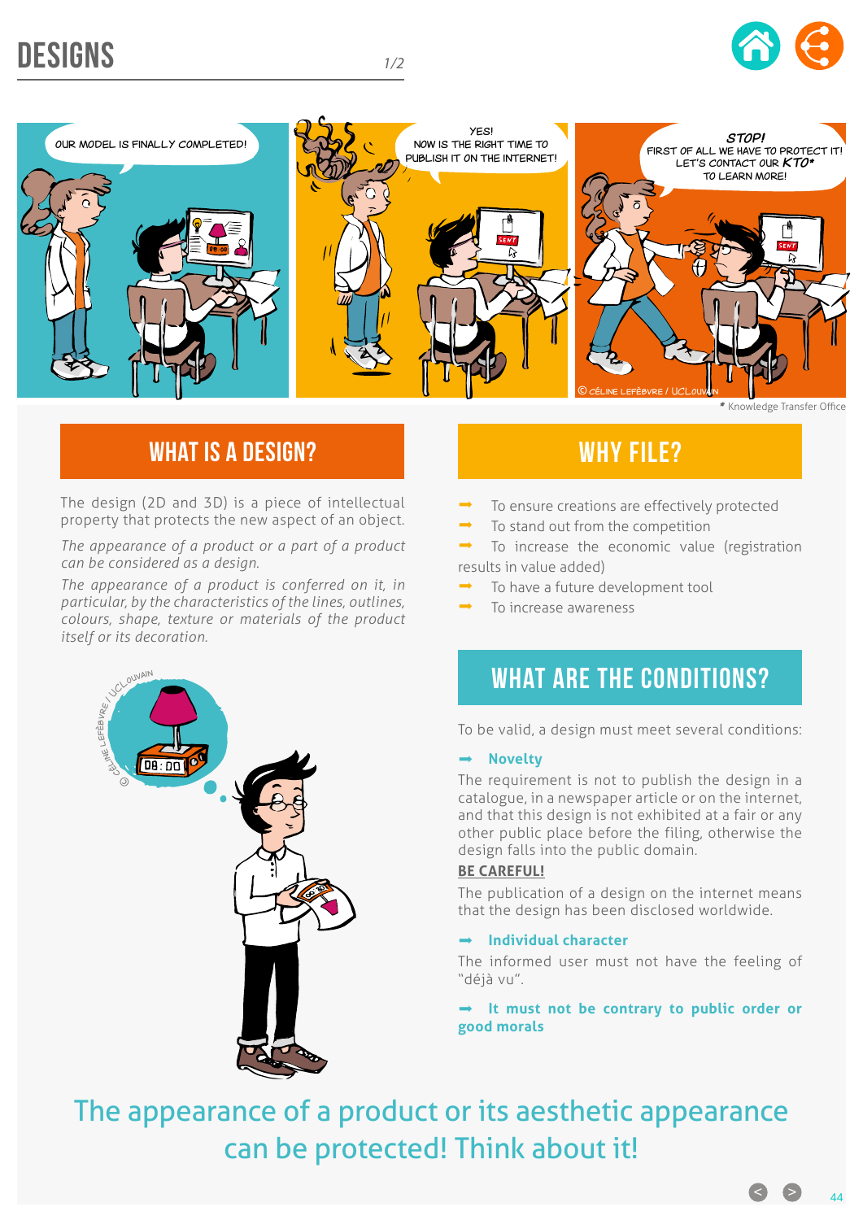# DESIGNS

OUR MODEL IS FINALLY COMPLETED!

YES! NOW IS THE RIGHT TIME TO PUBLISH IT ON THE INTERNET!

STOP! FIRST OF ALL WE HAVE TO PROTECT IT! LET'S CONTACT OUR KTO* TO LEARN MORE!

© CÉLINE LEFÈBVRE / UCLOUVAIN

* Knowledge Transfer Office

## WHAT IS A DESIGN?

The design (2D and 3D) is a piece of intellectual property that protects the new aspect of an object.

*The appearance of a product or a part of a product can be considered as a design.*

*The appearance of a product is conferred on it, in particular, by the characteristics of the lines, outlines, colours, shape, texture or materials of the product itself or its decoration.*

## WHY FILE?

- To ensure creations are effectively protected
- To stand out from the competition
- To increase the economic value (registration results in value added)
- To have a future development tool
- To increase awareness

## WHAT ARE THE CONDITIONS?

To be valid, a design must meet several conditions:

➡ **Novelty**

The requirement is not to publish the design in a catalogue, in a newspaper article or on the internet, and that this design is not exhibited at a fair or any other public place before the filing, otherwise the design falls into the public domain.

**BE CAREFUL!**

The publication of a design on the internet means that the design has been disclosed worldwide.

➡ **Individual character**

The informed user must not have the feeling of "déjà vu".

➡ **It must not be contrary to public order or good morals**

The appearance of a product or its aesthetic appearance can be protected! Think about it!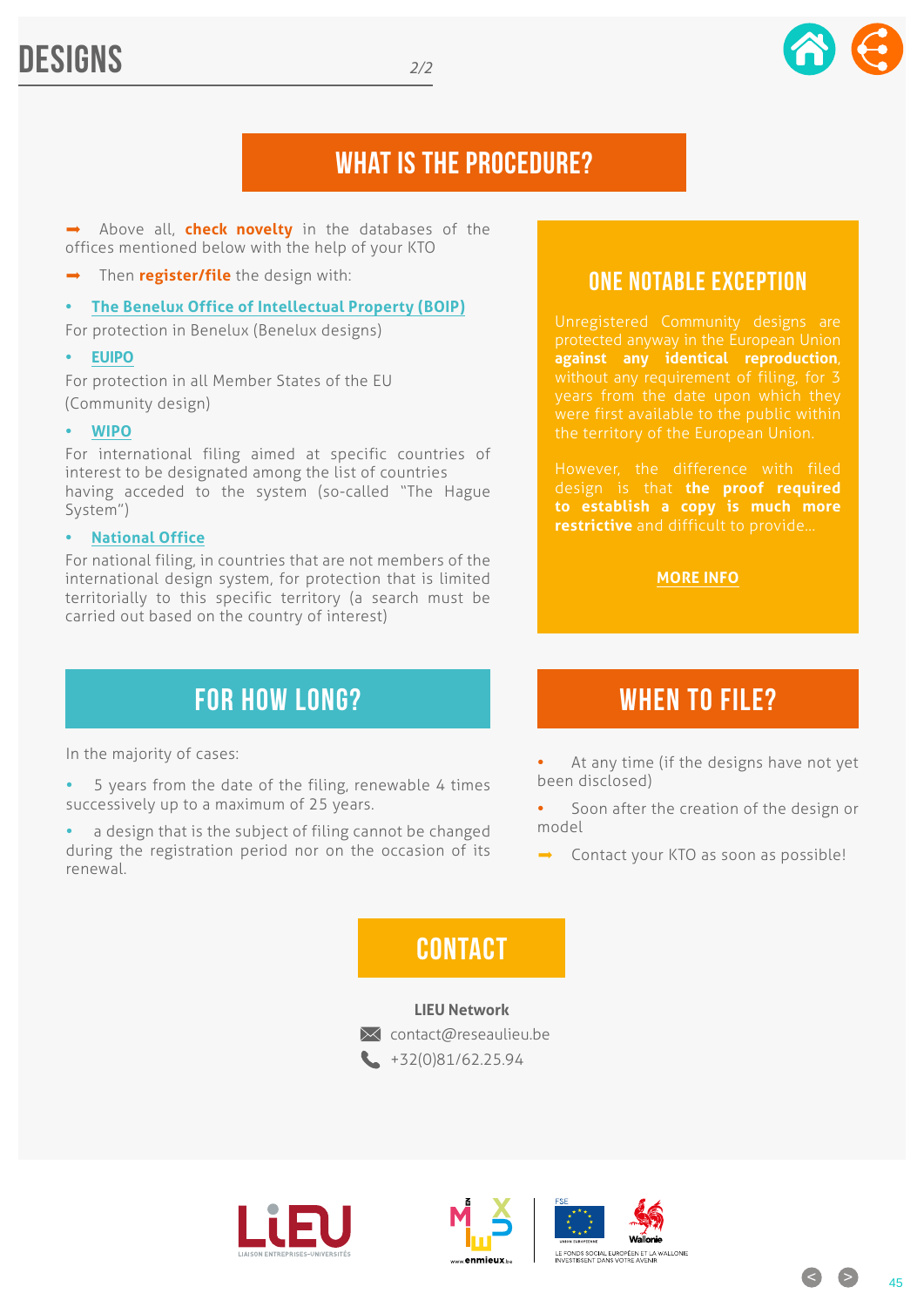# DESIGNS

## WHAT IS THE PROCEDURE?

➡ Above all, **check novelty** in the databases of the offices mentioned below with the help of your KTO

➡ Then **register/file** the design with:

- **The Benelux Office of Intellectual Property (BOIP)**

For protection in Benelux (Benelux designs)

- **EUIPO**

For protection in all Member States of the EU (Community design)

- **WIPO**

For international filing aimed at specific countries of interest to be designated among the list of countries having acceded to the system (so-called "The Hague System")

- **National Office**

For national filing, in countries that are not members of the international design system, for protection that is limited territorially to this specific territory (a search must be carried out based on the country of interest)

## ONE NOTABLE EXCEPTION

Unregistered Community designs are protected anyway in the European Union **against any identical reproduction**, without any requirement of filing, for 3 years from the date upon which they were first available to the public within the territory of the European Union.

However, the difference with filed design is that **the proof required to establish a copy is much more restrictive** and difficult to provide...

**MORE INFO**

## FOR HOW LONG?

In the majority of cases:

- 5 years from the date of the filing, renewable 4 times successively up to a maximum of 25 years.
- a design that is the subject of filing cannot be changed during the registration period nor on the occasion of its renewal.

## WHEN TO FILE?

- At any time (if the designs have not yet been disclosed)
- Soon after the creation of the design or model

➡ Contact your KTO as soon as possible!

## CONTACT

**LIEU Network**

contact@reseaulieu.be

+32(0)81/62.25.94